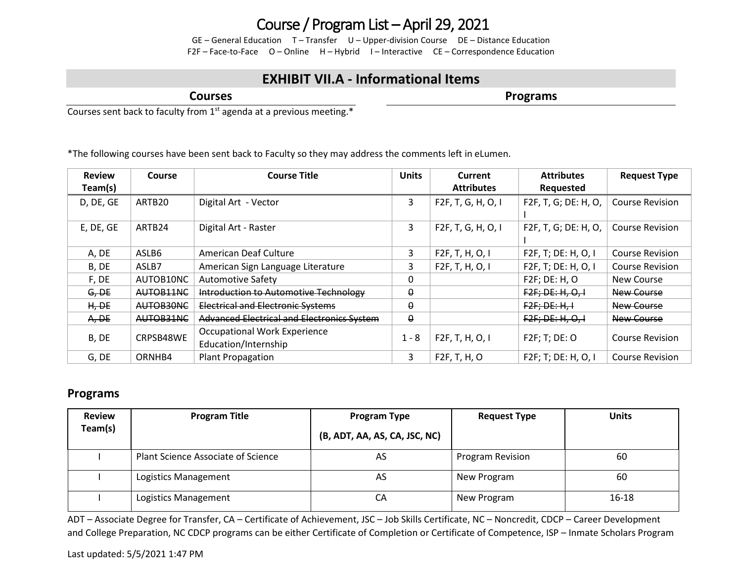# Course / Program List – April 29, 2021

GE – General Education T – Transfer U – Upper-division Course DE – Distance Education
F2F – Face-to-Face O – Online H – Hybrid I – Interactive CE – Correspondence Education

## EXHIBIT VII.A - Informational Items

### Courses

Courses sent back to faculty from 1st agenda at a previous meeting.*

### Programs

*The following courses have been sent back to Faculty so they may address the comments left in eLumen.

| Review Team(s) | Course | Course Title | Units | Current Attributes | Attributes Requested | Request Type |
|---|---|---|---|---|---|---|
| D, DE, GE | ARTB20 | Digital Art - Vector | 3 | F2F, T, G, H, O, I | F2F, T, G; DE: H, O, I | Course Revision |
| E, DE, GE | ARTB24 | Digital Art - Raster | 3 | F2F, T, G, H, O, I | F2F, T, G; DE: H, O, I | Course Revision |
| A, DE | ASLB6 | American Deaf Culture | 3 | F2F, T, H, O, I | F2F, T; DE: H, O, I | Course Revision |
| B, DE | ASLB7 | American Sign Language Literature | 3 | F2F, T, H, O, I | F2F, T; DE: H, O, I | Course Revision |
| F, DE | AUTOB10NC | Automotive Safety | 0 | | F2F; DE: H, O | New Course |
| ~~G, DE~~ | ~~AUTOB11NC~~ | ~~Introduction to Automotive Technology~~ | ~~0~~ | | ~~F2F; DE: H, O, I~~ | ~~New Course~~ |
| ~~H, DE~~ | ~~AUTOB30NC~~ | ~~Electrical and Electronic Systems~~ | ~~0~~ | | ~~F2F; DE: H, I~~ | ~~New Course~~ |
| ~~A, DE~~ | ~~AUTOB31NC~~ | ~~Advanced Electrical and Electronics System~~ | ~~0~~ | | ~~F2F; DE: H, O, I~~ | ~~New Course~~ |
| B, DE | CRPSB48WE | Occupational Work Experience Education/Internship | 1 - 8 | F2F, T, H, O, I | F2F; T; DE: O | Course Revision |
| G, DE | ORNHB4 | Plant Propagation | 3 | F2F, T, H, O | F2F; T; DE: H, O, I | Course Revision |

### Programs

| Review Team(s) | Program Title | Program Type (B, ADT, AA, AS, CA, JSC, NC) | Request Type | Units |
|---|---|---|---|---|
| I | Plant Science Associate of Science | AS | Program Revision | 60 |
| I | Logistics Management | AS | New Program | 60 |
| I | Logistics Management | CA | New Program | 16-18 |

ADT – Associate Degree for Transfer, CA – Certificate of Achievement, JSC – Job Skills Certificate, NC – Noncredit, CDCP – Career Development and College Preparation, NC CDCP programs can be either Certificate of Completion or Certificate of Competence, ISP – Inmate Scholars Program

Last updated: 5/5/2021 1:47 PM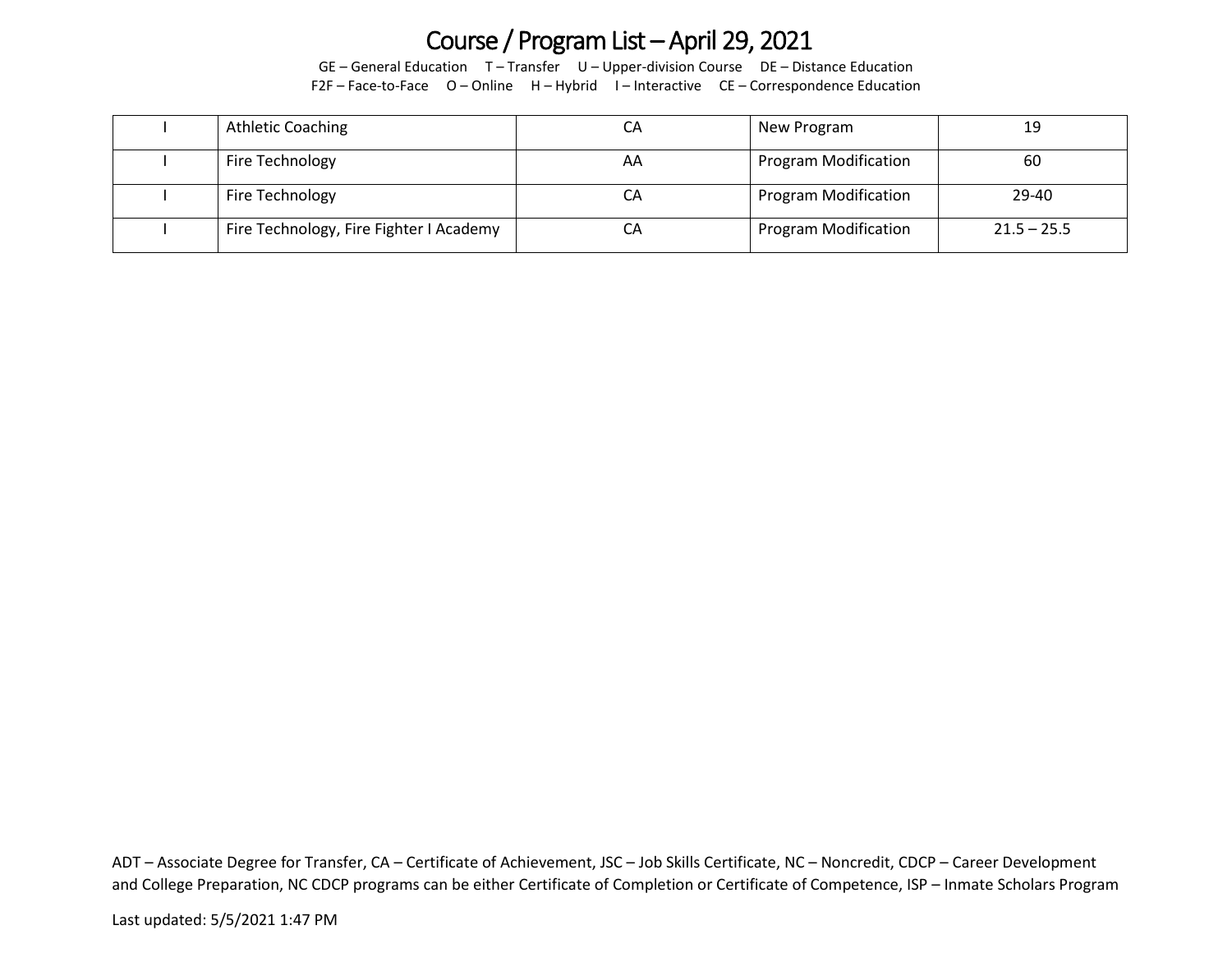# Course / Program List – April 29, 2021

GE – General Education T – Transfer U – Upper-division Course DE – Distance Education
F2F – Face-to-Face O – Online H – Hybrid I – Interactive CE – Correspondence Education

| | | | | |
|---|---|---|---|---|
| I | Athletic Coaching | CA | New Program | 19 |
| I | Fire Technology | AA | Program Modification | 60 |
| I | Fire Technology | CA | Program Modification | 29-40 |
| I | Fire Technology, Fire Fighter I Academy | CA | Program Modification | 21.5 – 25.5 |

ADT – Associate Degree for Transfer, CA – Certificate of Achievement, JSC – Job Skills Certificate, NC – Noncredit, CDCP – Career Development and College Preparation, NC CDCP programs can be either Certificate of Completion or Certificate of Competence, ISP – Inmate Scholars Program

Last updated: 5/5/2021 1:47 PM